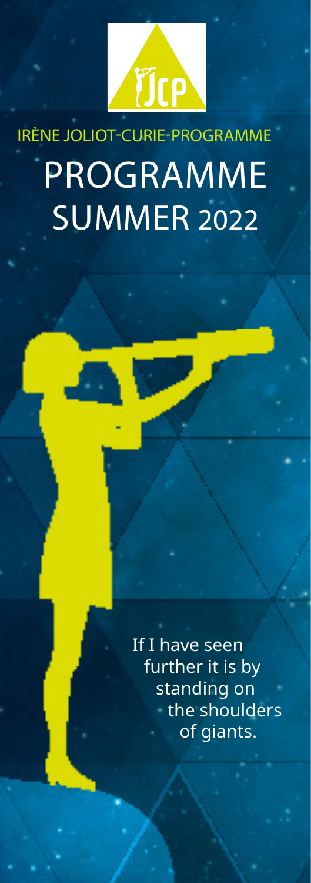IRÈNE JOLIOT-CURIE-PROGRAMME

# PROGRAMME SUMMER 2022

If I have seen further it is by standing on the shoulders of giants.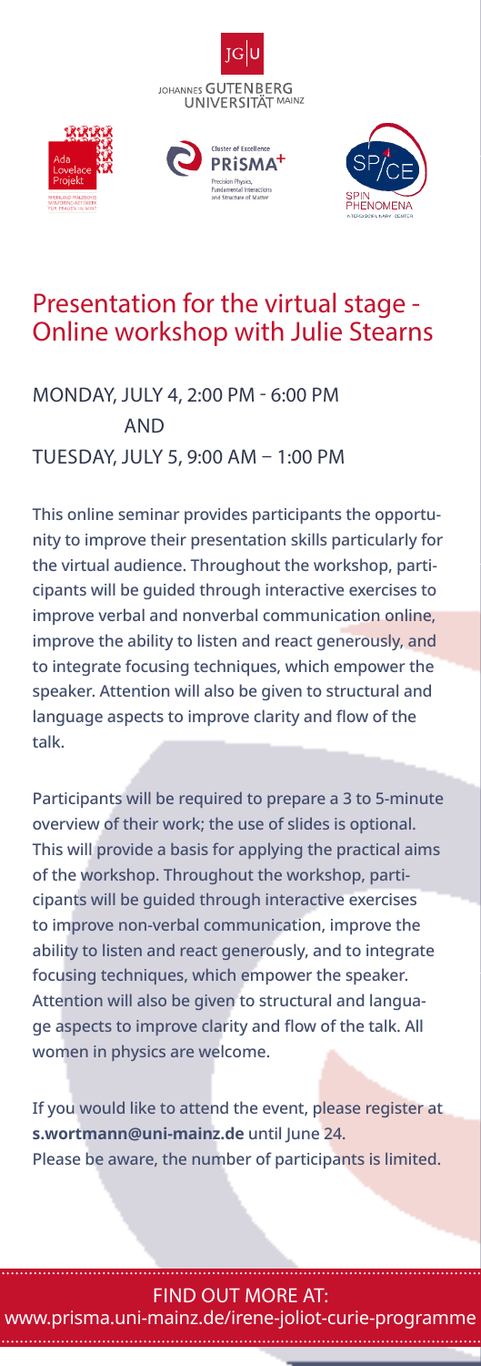JOHANNES GUTENBERG UNIVERSITÄT MAINZ

# Presentation for the virtual stage - Online workshop with Julie Stearns

MONDAY, JULY 4, 2:00 PM - 6:00 PM
AND
TUESDAY, JULY 5, 9:00 AM – 1:00 PM

This online seminar provides participants the opportunity to improve their presentation skills particularly for the virtual audience. Throughout the workshop, participants will be guided through interactive exercises to improve verbal and nonverbal communication online, improve the ability to listen and react generously, and to integrate focusing techniques, which empower the speaker. Attention will also be given to structural and language aspects to improve clarity and flow of the talk.

Participants will be required to prepare a 3 to 5-minute overview of their work; the use of slides is optional. This will provide a basis for applying the practical aims of the workshop. Throughout the workshop, participants will be guided through interactive exercises to improve non-verbal communication, improve the ability to listen and react generously, and to integrate focusing techniques, which empower the speaker. Attention will also be given to structural and language aspects to improve clarity and flow of the talk. All women in physics are welcome.

If you would like to attend the event, please register at **s.wortmann@uni-mainz.de** until June 24.
Please be aware, the number of participants is limited.

FIND OUT MORE AT:
www.prisma.uni-mainz.de/irene-joliot-curie-programme